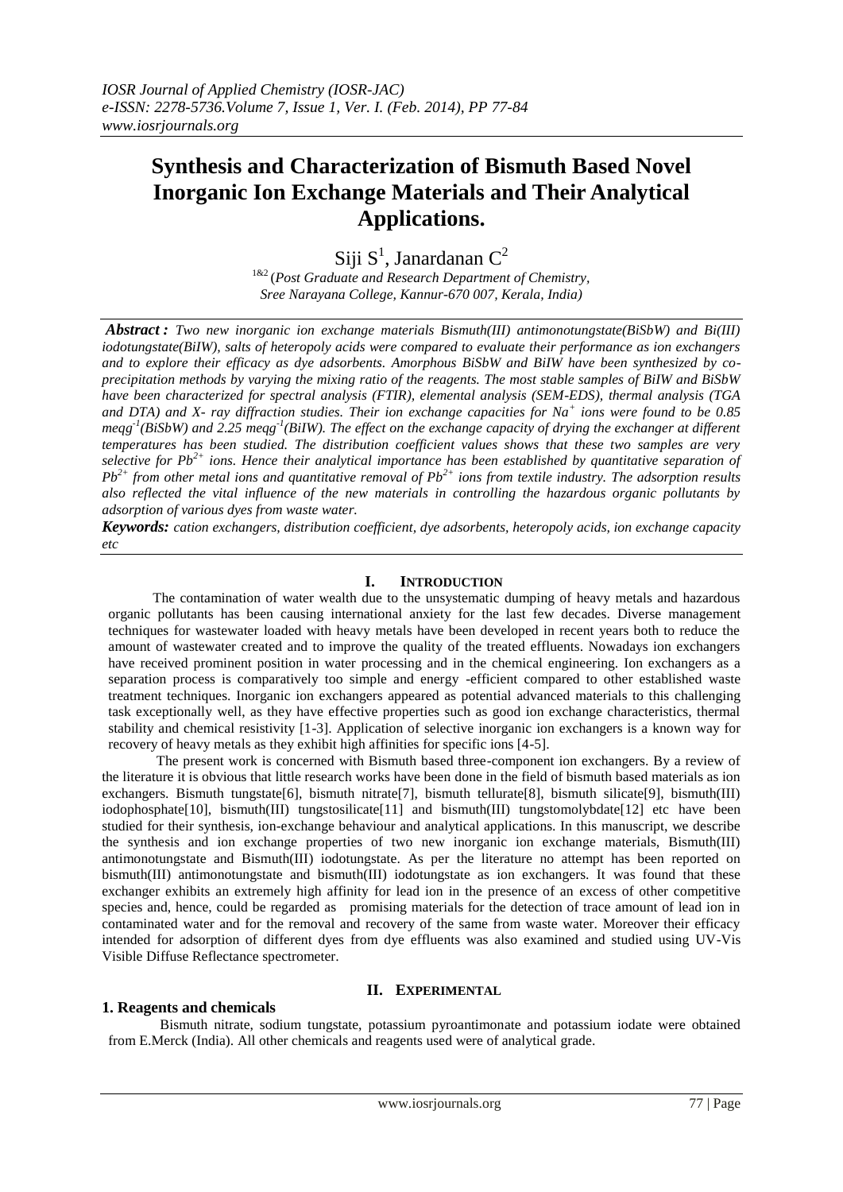# Synthesis and Characterization of Bismuth Based Novel Inorganic Ion Exchange Materials and Their Analytical Applications.

Siji S[1], Janardanan C[2]

[1&2] (*Post Graduate and Research Department of Chemistry, Sree Narayana College, Kannur-670 007, Kerala, India)*

***Abstract :*** *Two new inorganic ion exchange materials Bismuth(III) antimonotungstate(BiSbW) and Bi(III) iodotungstate(BiIW), salts of heteropoly acids were compared to evaluate their performance as ion exchangers and to explore their efficacy as dye adsorbents. Amorphous BiSbW and BiIW have been synthesized by co-precipitation methods by varying the mixing ratio of the reagents. The most stable samples of BiIW and BiSbW have been characterized for spectral analysis (FTIR), elemental analysis (SEM-EDS), thermal analysis (TGA and DTA) and X- ray diffraction studies. Their ion exchange capacities for $Na^+$ ions were found to be 0.85 $meqg^{-1}$(BiSbW) and 2.25 $meqg^{-1}$(BiIW). The effect on the exchange capacity of drying the exchanger at different temperatures has been studied. The distribution coefficient values shows that these two samples are very selective for $Pb^{2+}$ ions. Hence their analytical importance has been established by quantitative separation of $Pb^{2+}$ from other metal ions and quantitative removal of $Pb^{2+}$ ions from textile industry. The adsorption results also reflected the vital influence of the new materials in controlling the hazardous organic pollutants by adsorption of various dyes from waste water.*

***Keywords:*** *cation exchangers, distribution coefficient, dye adsorbents, heteropoly acids, ion exchange capacity etc*

## I. Introduction

The contamination of water wealth due to the unsystematic dumping of heavy metals and hazardous organic pollutants has been causing international anxiety for the last few decades. Diverse management techniques for wastewater loaded with heavy metals have been developed in recent years both to reduce the amount of wastewater created and to improve the quality of the treated effluents. Nowadays ion exchangers have received prominent position in water processing and in the chemical engineering. Ion exchangers as a separation process is comparatively too simple and energy -efficient compared to other established waste treatment techniques. Inorganic ion exchangers appeared as potential advanced materials to this challenging task exceptionally well, as they have effective properties such as good ion exchange characteristics, thermal stability and chemical resistivity [1-3]. Application of selective inorganic ion exchangers is a known way for recovery of heavy metals as they exhibit high affinities for specific ions [4-5].

The present work is concerned with Bismuth based three-component ion exchangers. By a review of the literature it is obvious that little research works have been done in the field of bismuth based materials as ion exchangers. Bismuth tungstate[6], bismuth nitrate[7], bismuth tellurate[8], bismuth silicate[9], bismuth(III) iodophosphate[10], bismuth(III) tungstosilicate[11] and bismuth(III) tungstomolybdate[12] etc have been studied for their synthesis, ion-exchange behaviour and analytical applications. In this manuscript, we describe the synthesis and ion exchange properties of two new inorganic ion exchange materials, Bismuth(III) antimonotungstate and Bismuth(III) iodotungstate. As per the literature no attempt has been reported on bismuth(III) antimonotungstate and bismuth(III) iodotungstate as ion exchangers. It was found that these exchanger exhibits an extremely high affinity for lead ion in the presence of an excess of other competitive species and, hence, could be regarded as promising materials for the detection of trace amount of lead ion in contaminated water and for the removal and recovery of the same from waste water. Moreover their efficacy intended for adsorption of different dyes from dye effluents was also examined and studied using UV-Vis Visible Diffuse Reflectance spectrometer.

## II. Experimental

### 1. Reagents and chemicals

Bismuth nitrate, sodium tungstate, potassium pyroantimonate and potassium iodate were obtained from E.Merck (India). All other chemicals and reagents used were of analytical grade.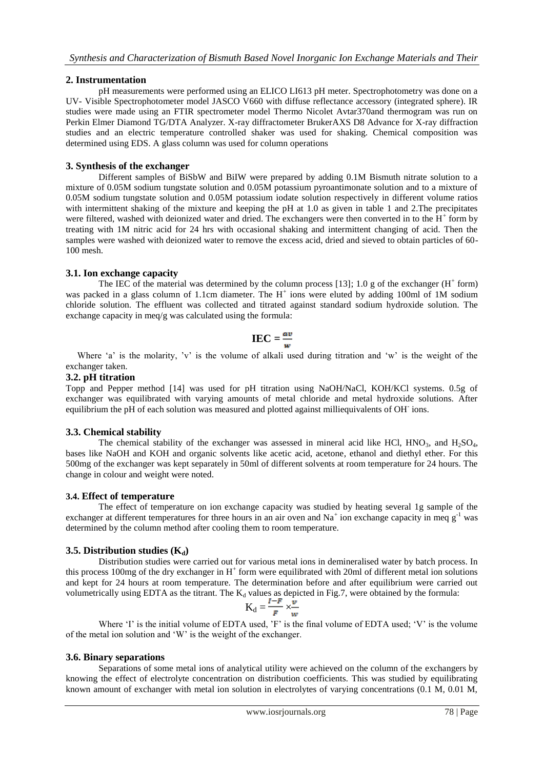## 2. Instrumentation

pH measurements were performed using an ELICO LI613 pH meter. Spectrophotometry was done on a UV- Visible Spectrophotometer model JASCO V660 with diffuse reflectance accessory (integrated sphere). IR studies were made using an FTIR spectrometer model Thermo Nicolet Avtar370and thermogram was run on Perkin Elmer Diamond TG/DTA Analyzer. X-ray diffractometer BrukerAXS D8 Advance for X-ray diffraction studies and an electric temperature controlled shaker was used for shaking. Chemical composition was determined using EDS. A glass column was used for column operations

## 3. Synthesis of the exchanger

Different samples of BiSbW and BiIW were prepared by adding 0.1M Bismuth nitrate solution to a mixture of 0.05M sodium tungstate solution and 0.05M potassium pyoantimonate solution and to a mixture of 0.05M sodium tungstate solution and 0.05M potassium iodate solution respectively in different volume ratios with intermittent shaking of the mixture and keeping the pH at 1.0 as given in table 1 and 2.The precipitates were filtered, washed with deionized water and dried. The exchangers were then converted in to the $H^+$ form by treating with 1M nitric acid for 24 hrs with occasional shaking and intermittent changing of acid. Then the samples were washed with deionized water to remove the excess acid, dried and sieved to obtain particles of 60-100 mesh.

### 3.1. Ion exchange capacity

The IEC of the material was determined by the column process [13]; 1.0 g of the exchanger ($H^+$ form) was packed in a glass column of 1.1cm diameter. The $H^+$ ions were eluted by adding 100ml of 1M sodium chloride solution. The effluent was collected and titrated against standard sodium hydroxide solution. The exchange capacity in meq/g was calculated using the formula:

$$\textbf{IEC} = \frac{av}{w}$$

Where 'a' is the molarity, 'v' is the volume of alkali used during titration and 'w' is the weight of the exchanger taken.

### 3.2. pH titration

Topp and Pepper method [14] was used for pH titration using NaOH/NaCl, KOH/KCl systems. 0.5g of exchanger was equilibrated with varying amounts of metal chloride and metal hydroxide solutions. After equilibrium the pH of each solution was measured and plotted against milliequivalents of $OH^-$ ions.

### 3.3. Chemical stability

The chemical stability of the exchanger was assessed in mineral acid like HCl, $HNO_3$, and $H_2SO_4$, bases like NaOH and KOH and organic solvents like acetic acid, acetone, ethanol and diethyl ether. For this 500mg of the exchanger was kept separately in 50ml of different solvents at room temperature for 24 hours. The change in colour and weight were noted.

### 3.4. Effect of temperature

The effect of temperature on ion exchange capacity was studied by heating several 1g sample of the exchanger at different temperatures for three hours in an air oven and $Na^+$ ion exchange capacity in meq $g^{-1}$ was determined by the column method after cooling them to room temperature.

### 3.5. Distribution studies ($K_d$)

Distribution studies were carried out for various metal ions in demineralised water by batch process. In this process 100mg of the dry exchanger in $H^+$ form were equilibrated with 20ml of different metal ion solutions and kept for 24 hours at room temperature. The determination before and after equilibrium were carried out volumetrically using EDTA as the titrant. The $K_d$ values as depicted in Fig.7, were obtained by the formula:

$$K_d = \frac{I-F}{F} \times \frac{v}{w}$$

Where 'I' is the initial volume of EDTA used, 'F' is the final volume of EDTA used; 'V' is the volume of the metal ion solution and 'W' is the weight of the exchanger.

### 3.6. Binary separations

Separations of some metal ions of analytical utility were achieved on the column of the exchangers by knowing the effect of electrolyte concentration on distribution coefficients. This was studied by equilibrating known amount of exchanger with metal ion solution in electrolytes of varying concentrations (0.1 M, 0.01 M,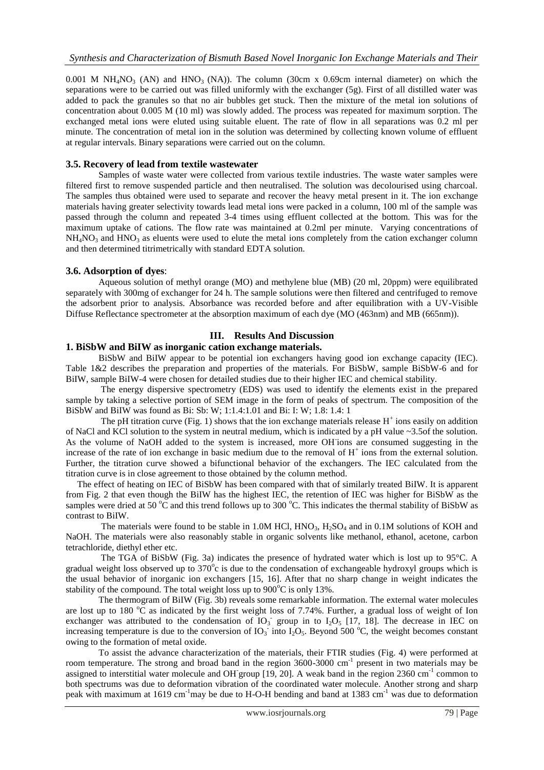0.001 M $NH_4NO_3$ (AN) and $HNO_3$ (NA)). The column (30cm x 0.69cm internal diameter) on which the separations were to be carried out was filled uniformly with the exchanger (5g). First of all distilled water was added to pack the granules so that no air bubbles get stuck. Then the mixture of the metal ion solutions of concentration about 0.005 M (10 ml) was slowly added. The process was repeated for maximum sorption. The exchanged metal ions were eluted using suitable eluent. The rate of flow in all separations was 0.2 ml per minute. The concentration of metal ion in the solution was determined by collecting known volume of effluent at regular intervals. Binary separations were carried out on the column.

### 3.5. Recovery of lead from textile wastewater

Samples of waste water were collected from various textile industries. The waste water samples were filtered first to remove suspended particle and then neutralised. The solution was decolourised using charcoal. The samples thus obtained were used to separate and recover the heavy metal present in it. The ion exchange materials having greater selectivity towards lead metal ions were packed in a column, 100 ml of the sample was passed through the column and repeated 3-4 times using effluent collected at the bottom. This was for the maximum uptake of cations. The flow rate was maintained at 0.2ml per minute. Varying concentrations of $NH_4NO_3$ and $HNO_3$ as eluents were used to elute the metal ions completely from the cation exchanger column and then determined titrimetrically with standard EDTA solution.

### 3.6. Adsorption of dyes:

Aqueous solution of methyl orange (MO) and methylene blue (MB) (20 ml, 20ppm) were equilibrated separately with 300mg of exchanger for 24 h. The sample solutions were then filtered and centrifuged to remove the adsorbent prior to analysis. Absorbance was recorded before and after equilibration with a UV-Visible Diffuse Reflectance spectrometer at the absorption maximum of each dye (MO (463nm) and MB (665nm)).

## III. Results And Discussion

### 1. BiSbW and BiIW as inorganic cation exchange materials.

BiSbW and BiIW appear to be potential ion exchangers having good ion exchange capacity (IEC). Table 1&2 describes the preparation and properties of the materials. For BiSbW, sample BiSbW-6 and for BiIW, sample BiIW-4 were chosen for detailed studies due to their higher IEC and chemical stability.

The energy dispersive spectrometry (EDS) was used to identify the elements exist in the prepared sample by taking a selective portion of SEM image in the form of peaks of spectrum. The composition of the BiSbW and BiIW was found as Bi: Sb: W; 1:1.4:1.01 and Bi: I: W; 1.8: 1.4: 1

The pH titration curve (Fig. 1) shows that the ion exchange materials release $H^+$ ions easily on addition of NaCl and KCl solution to the system in neutral medium, which is indicated by a pH value ~3.5of the solution. As the volume of NaOH added to the system is increased, more $OH^-$ions are consumed suggesting in the increase of the rate of ion exchange in basic medium due to the removal of $H^+$ ions from the external solution. Further, the titration curve showed a bifunctional behavior of the exchangers. The IEC calculated from the titration curve is in close agreement to those obtained by the column method.

The effect of heating on IEC of BiSbW has been compared with that of similarly treated BiIW. It is apparent from Fig. 2 that even though the BiIW has the highest IEC, the retention of IEC was higher for BiSbW as the samples were dried at 50 $^oC$ and this trend follows up to 300 $^oC$. This indicates the thermal stability of BiSbW as contrast to BiIW.

The materials were found to be stable in 1.0M HCl, $HNO_3$, $H_2SO_4$ and in 0.1M solutions of KOH and NaOH. The materials were also reasonably stable in organic solvents like methanol, ethanol, acetone, carbon tetrachloride, diethyl ether etc.

The TGA of BiSbW (Fig. 3a) indicates the presence of hydrated water which is lost up to 95°C. A gradual weight loss observed up to 370$^o$c is due to the condensation of exchangeable hydroxyl groups which is the usual behavior of inorganic ion exchangers [15, 16]. After that no sharp change in weight indicates the stability of the compound. The total weight loss up to 900$^o$C is only 13%.

The thermogram of BiIW (Fig. 3b) reveals some remarkable information. The external water molecules are lost up to 180 $^oC$ as indicated by the first weight loss of 7.74%. Further, a gradual loss of weight of Ion exchanger was attributed to the condensation of $IO_3^-$ group in to $I_2O_5$ [17, 18]. The decrease in IEC on increasing temperature is due to the conversion of $IO_3^-$ into $I_2O_5$. Beyond 500 $^oC$, the weight becomes constant owing to the formation of metal oxide.

To assist the advance characterization of the materials, their FTIR studies (Fig. 4) were performed at room temperature. The strong and broad band in the region 3600-3000 $cm^{-1}$ present in two materials may be assigned to interstitial water molecule and $OH^-$group [19, 20]. A weak band in the region 2360 $cm^{-1}$ common to both spectrums was due to deformation vibration of the coordinated water molecule. Another strong and sharp peak with maximum at 1619 $cm^{-1}$may be due to H-O-H bending and band at 1383 $cm^{-1}$ was due to deformation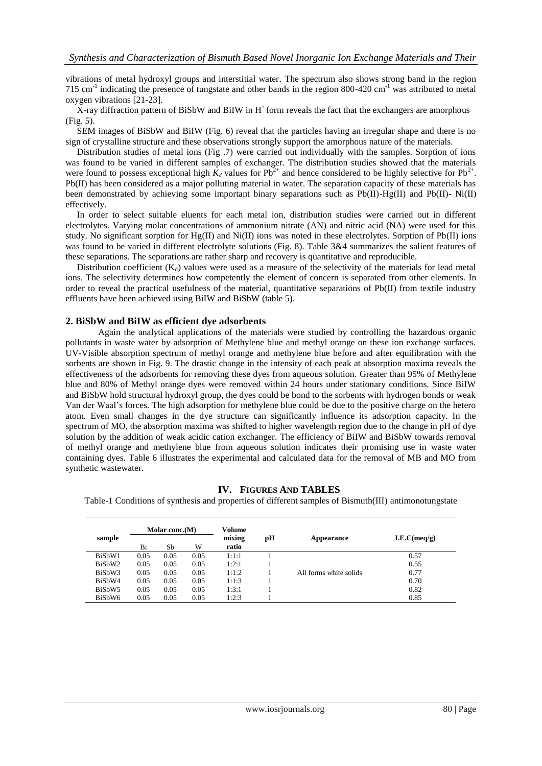vibrations of metal hydroxyl groups and interstitial water. The spectrum also shows strong band in the region 715 $cm^{-1}$ indicating the presence of tungstate and other bands in the region 800-420 $cm^{-1}$ was attributed to metal oxygen vibrations [21-23].

X-ray diffraction pattern of BiSbW and BiIW in $H^+$ form reveals the fact that the exchangers are amorphous (Fig. 5).

SEM images of BiSbW and BiIW (Fig. 6) reveal that the particles having an irregular shape and there is no sign of crystalline structure and these observations strongly support the amorphous nature of the materials.

Distribution studies of metal ions (Fig .7) were carried out individually with the samples. Sorption of ions was found to be varied in different samples of exchanger. The distribution studies showed that the materials were found to possess exceptional high $K_d$ values for $Pb^{2+}$ and hence considered to be highly selective for $Pb^{2+}$. Pb(II) has been considered as a major polluting material in water. The separation capacity of these materials has been demonstrated by achieving some important binary separations such as Pb(II)-Hg(II) and Pb(II)- Ni(II) effectively.

In order to select suitable eluents for each metal ion, distribution studies were carried out in different electrolytes. Varying molar concentrations of ammonium nitrate (AN) and nitric acid (NA) were used for this study. No significant sorption for Hg(II) and Ni(II) ions was noted in these electrolytes. Sorption of Pb(II) ions was found to be varied in different electrolyte solutions (Fig. 8). Table 3&4 summarizes the salient features of these separations. The separations are rather sharp and recovery is quantitative and reproducible.

Distribution coefficient ($K_d$) values were used as a measure of the selectivity of the materials for lead metal ions. The selectivity determines how competently the element of concern is separated from other elements. In order to reveal the practical usefulness of the material, quantitative separations of Pb(II) from textile industry effluents have been achieved using BiIW and BiSbW (table 5).

## 2. BiSbW and BiIW as efficient dye adsorbents

Again the analytical applications of the materials were studied by controlling the hazardous organic pollutants in waste water by adsorption of Methylene blue and methyl orange on these ion exchange surfaces. UV-Visible absorption spectrum of methyl orange and methylene blue before and after equilibration with the sorbents are shown in Fig. 9. The drastic change in the intensity of each peak at absorption maxima reveals the effectiveness of the adsorbents for removing these dyes from aqueous solution. Greater than 95% of Methylene blue and 80% of Methyl orange dyes were removed within 24 hours under stationary conditions. Since BiIW and BiSbW hold structural hydroxyl group, the dyes could be bond to the sorbents with hydrogen bonds or weak Van der Waal's forces. The high adsorption for methylene blue could be due to the positive charge on the hetero atom. Even small changes in the dye structure can significantly influence its adsorption capacity. In the spectrum of MO, the absorption maxima was shifted to higher wavelength region due to the change in pH of dye solution by the addition of weak acidic cation exchanger. The efficiency of BiIW and BiSbW towards removal of methyl orange and methylene blue from aqueous solution indicates their promising use in waste water containing dyes. Table 6 illustrates the experimental and calculated data for the removal of MB and MO from synthetic wastewater.

# IV. Figures And Tables

Table-1 Conditions of synthesis and properties of different samples of Bismuth(III) antimonotungstate

| sample | Molar conc.(M) | | | Volume mixing ratio | pH | Appearance | I.E.C(meq/g) |
|---|---|---|---|---|---|---|---|
| | Bi | Sb | W | | | | |
| BiSbW1 | 0.05 | 0.05 | 0.05 | 1:1:1 | 1 | | 0.57 |
| BiSbW2 | 0.05 | 0.05 | 0.05 | 1:2:1 | 1 | | 0.55 |
| BiSbW3 | 0.05 | 0.05 | 0.05 | 1:1:2 | 1 | All forms white solids | 0.77 |
| BiSbW4 | 0.05 | 0.05 | 0.05 | 1:1:3 | 1 | | 0.70 |
| BiSbW5 | 0.05 | 0.05 | 0.05 | 1:3:1 | 1 | | 0.82 |
| BiSbW6 | 0.05 | 0.05 | 0.05 | 1:2:3 | 1 | | 0.85 |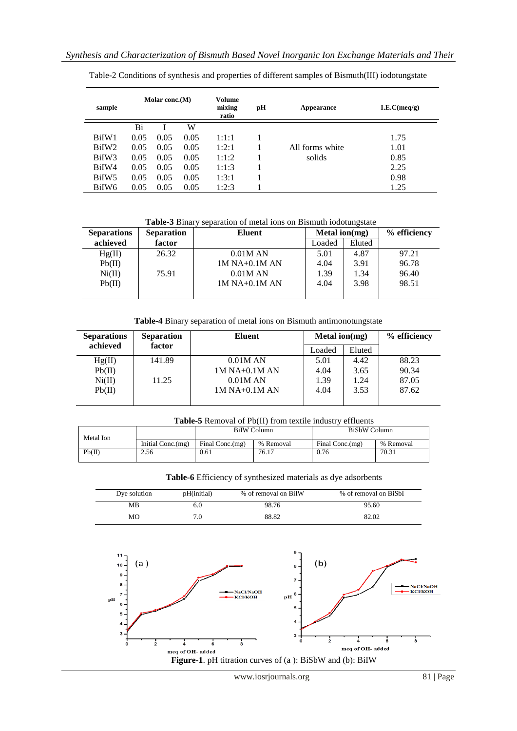Table-2 Conditions of synthesis and properties of different samples of Bismuth(III) iodotungstate

| sample | Molar conc.(M) | | | Volume mixing ratio | pH | Appearance | I.E.C(meq/g) |
|---|---|---|---|---|---|---|---|
| | Bi | I | W | | | | |
| BiIW1 | 0.05 | 0.05 | 0.05 | 1:1:1 | 1 | All forms white solids | 1.75 |
| BiIW2 | 0.05 | 0.05 | 0.05 | 1:2:1 | 1 | | 1.01 |
| BiIW3 | 0.05 | 0.05 | 0.05 | 1:1:2 | 1 | | 0.85 |
| BiIW4 | 0.05 | 0.05 | 0.05 | 1:1:3 | 1 | | 2.25 |
| BiIW5 | 0.05 | 0.05 | 0.05 | 1:3:1 | 1 | | 0.98 |
| BiIW6 | 0.05 | 0.05 | 0.05 | 1:2:3 | 1 | | 1.25 |

**Table-3** Binary separation of metal ions on Bismuth iodotungstate

| Separations achieved | Separation factor | Eluent | Metal ion(mg) | | % efficiency |
|---|---|---|---|---|---|
| | | | Loaded | Eluted | |
| Hg(II) | 26.32 | 0.01M AN | 5.01 | 4.87 | 97.21 |
| Pb(II) | | 1M NA+0.1M AN | 4.04 | 3.91 | 96.78 |
| Ni(II) | 75.91 | 0.01M AN | 1.39 | 1.34 | 96.40 |
| Pb(II) | | 1M NA+0.1M AN | 4.04 | 3.98 | 98.51 |

**Table-4** Binary separation of metal ions on Bismuth antimonotungstate

| Separations achieved | Separation factor | Eluent | Metal ion(mg) | | % efficiency |
|---|---|---|---|---|---|
| | | | Loaded | Eluted | |
| Hg(II) | 141.89 | 0.01M AN | 5.01 | 4.42 | 88.23 |
| Pb(II) | | 1M NA+0.1M AN | 4.04 | 3.65 | 90.34 |
| Ni(II) | 11.25 | 0.01M AN | 1.39 | 1.24 | 87.05 |
| Pb(II) | | 1M NA+0.1M AN | 4.04 | 3.53 | 87.62 |

**Table-5** Removal of Pb(II) from textile industry effluents

| Metal Ion | | BiIW Column | | BiSbW Column | |
|---|---|---|---|---|---|
| | Initial Conc.(mg) | Final Conc.(mg) | % Removal | Final Conc.(mg) | % Removal |
| Pb(II) | 2.56 | 0.61 | 76.17 | 0.76 | 70.31 |

**Table-6** Efficiency of synthesized materials as dye adsorbents

| Dye solution | pH(initial) | % of removal on BiIW | % of removal on BiSbI |
|---|---|---|---|
| MB | 6.0 | 98.76 | 95.60 |
| MO | 7.0 | 88.82 | 82.02 |

**Figure-1**. pH titration curves of (a ): BiSbW and (b): BiIW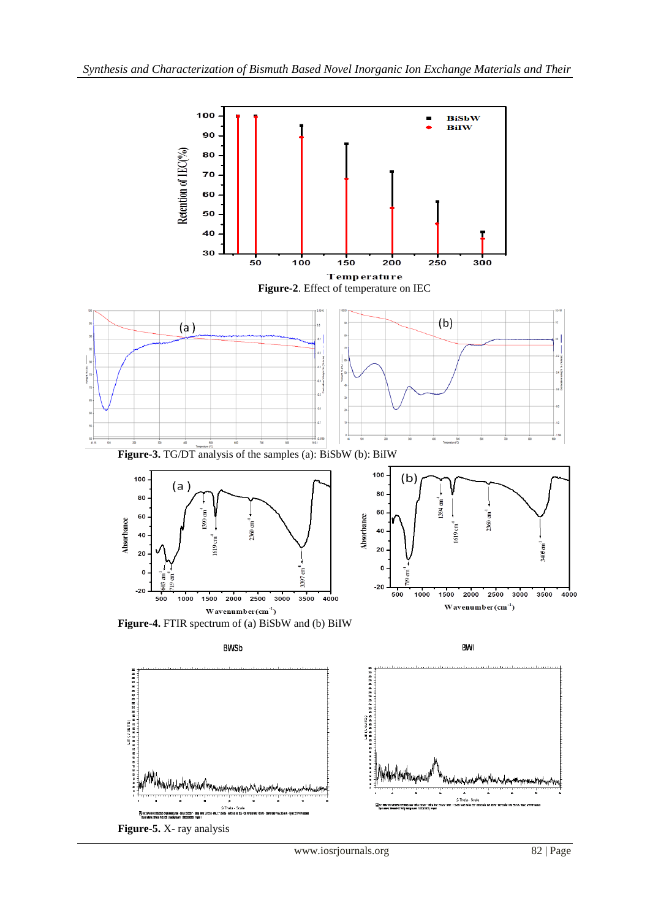**Figure-2**. Effect of temperature on IEC

**Figure-3.** TG/DT analysis of the samples (a): BiSbW (b): BiIW

**Figure-4.** FTIR spectrum of (a) BiSbW and (b) BiIW

**Figure-5.** X- ray analysis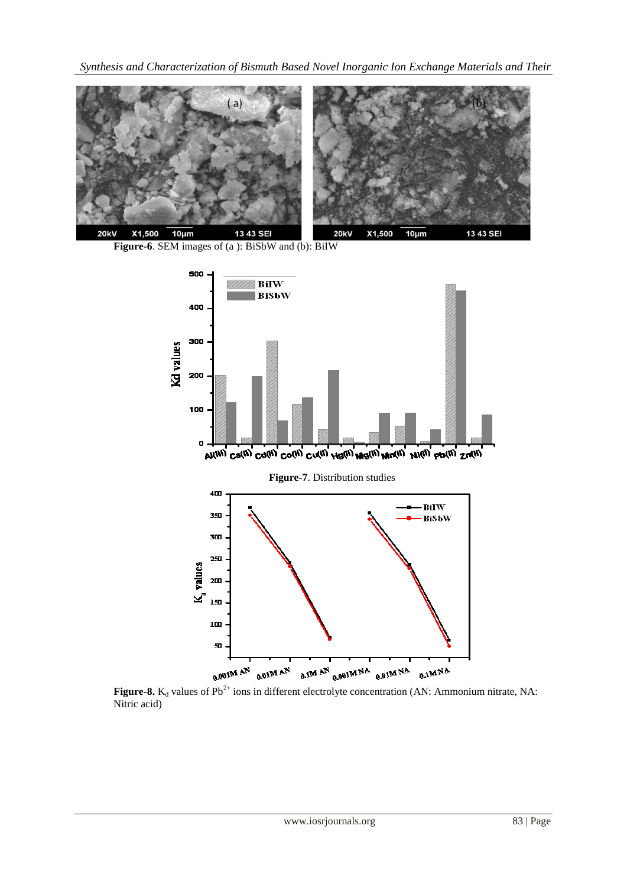Figure-6. SEM images of (a ): BiSbW and (b): BiIW

Figure-7. Distribution studies

Figure-8. $K_d$ values of $Pb^{2+}$ ions in different electrolyte concentration (AN: Ammonium nitrate, NA: Nitric acid)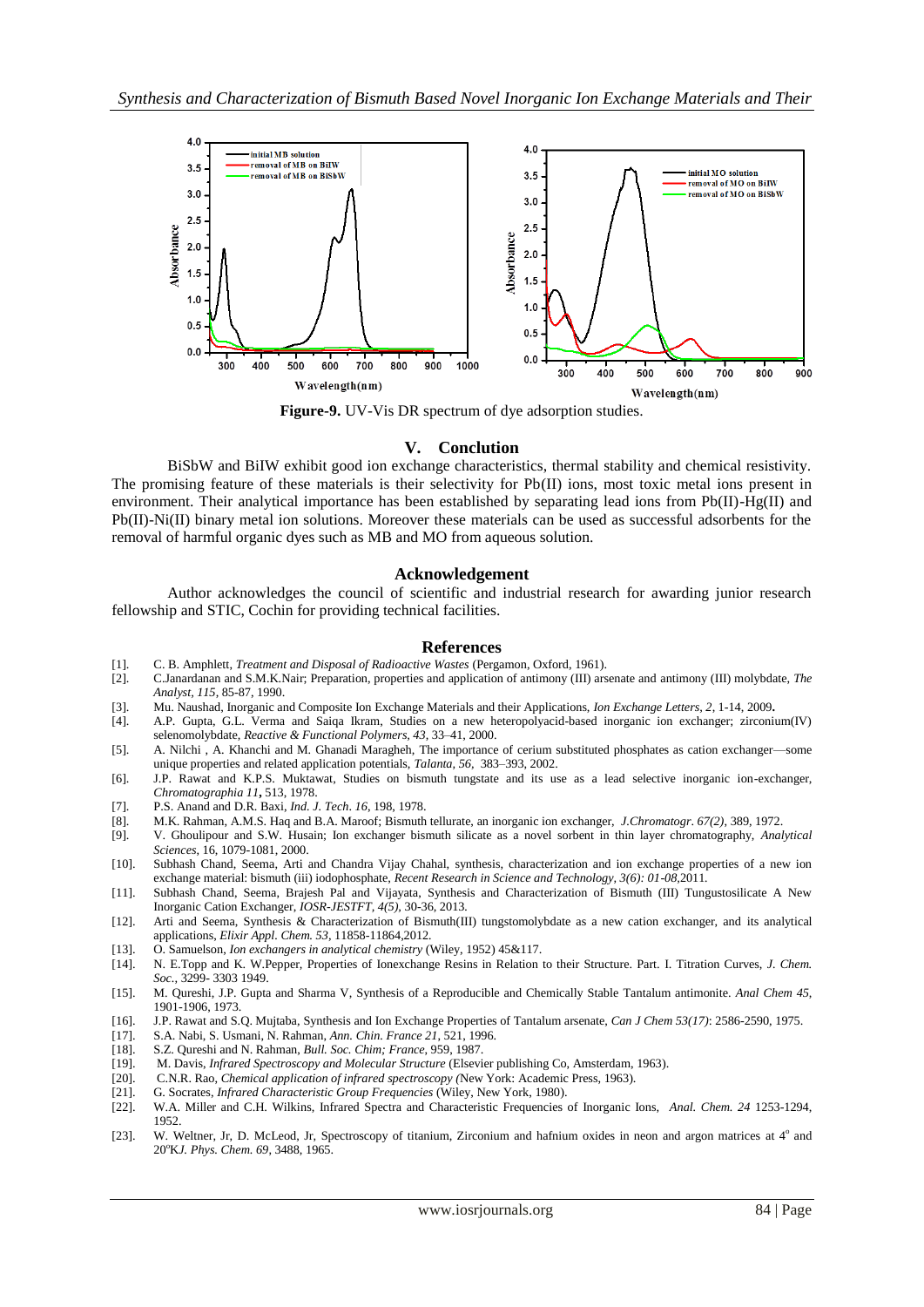4.0
3.5
3.0
2.5
2.0
1.5
1.0
0.5
0.0

Absorbance

300 400 500 600 700 800 900 1000

Wavelength(nm)

initial MB solution
removal of MB on BiIW
removal of MB on BiSbW

4.0
3.5
3.0
2.5
2.0
1.5
1.0
0.5
0.0

Absorbance

300 400 500 600 700 800 900

Wavelength(nm)

initial MO solution
removal of MO on BiIW
removal of MO on BiSbW

**Figure-9.** UV-Vis DR spectrum of dye adsorption studies.

## V. Conclution

BiSbW and BiIW exhibit good ion exchange characteristics, thermal stability and chemical resistivity. The promising feature of these materials is their selectivity for Pb(II) ions, most toxic metal ions present in environment. Their analytical importance has been established by separating lead ions from Pb(II)-Hg(II) and Pb(II)-Ni(II) binary metal ion solutions. Moreover these materials can be used as successful adsorbents for the removal of harmful organic dyes such as MB and MO from aqueous solution.

## Acknowledgement

Author acknowledges the council of scientific and industrial research for awarding junior research fellowship and STIC, Cochin for providing technical facilities.

## References

[1]. C. B. Amphlett, *Treatment and Disposal of Radioactive Wastes* (Pergamon, Oxford, 1961).

[2]. C.Janardanan and S.M.K.Nair; Preparation, properties and application of antimony (III) arsenate and antimony (III) molybdate, *The Analyst, 115*, 85-87, 1990.

[3]. Mu. Naushad, Inorganic and Composite Ion Exchange Materials and their Applications, *Ion Exchange Letters, 2*, 1-14, 2009**.**

[4]. A.P. Gupta, G.L. Verma and Saiqa Ikram, Studies on a new heteropolyacid-based inorganic ion exchanger; zirconium(IV) selenomolybdate, *Reactive & Functional Polymers, 43*, 33–41, 2000.

[5]. A. Nilchi , A. Khanchi and M. Ghanadi Maragheh, The importance of cerium substituted phosphates as cation exchanger—some unique properties and related application potentials, *Talanta, 56*, 383–393, 2002.

[6]. J.P. Rawat and K.P.S. Muktawat, Studies on bismuth tungstate and its use as a lead selective inorganic ion-exchanger, *Chromatographia 11***,** 513, 1978.

[7]. P.S. Anand and D.R. Baxi, *Ind. J. Tech*. *16*, 198, 1978.

[8]. M.K. Rahman, A.M.S. Haq and B.A. Maroof; Bismuth tellurate, an inorganic ion exchanger, *J.Chromatogr*. *67(2)*, 389, 1972.

[9]. V. Ghoulipour and S.W. Husain; Ion exchanger bismuth silicate as a novel sorbent in thin layer chromatography, *Analytical Sciences*, 16, 1079-1081, 2000.

[10]. Subhash Chand, Seema, Arti and Chandra Vijay Chahal, synthesis, characterization and ion exchange properties of a new ion exchange material: bismuth (iii) iodophosphate, *Recent Research in Science and Technology, 3(6): 01-08*,2011*.*

[11]. Subhash Chand, Seema, Brajesh Pal and Vijayata, Synthesis and Characterization of Bismuth (III) Tungustosilicate A New Inorganic Cation Exchanger, *IOSR-JESTFT, 4(5)*, 30-36, 2013.

[12]. Arti and Seema, Synthesis & Characterization of Bismuth(III) tungstomolybdate as a new cation exchanger, and its analytical applications, *Elixir Appl*. *Chem. 53*, 11858-11864,2012.

[13]. O. Samuelson, *Ion exchangers in analytical chemistry* (Wiley, 1952) 45&117.

[14]. N. E.Topp and K. W.Pepper, Properties of Ionexchange Resins in Relation to their Structure. Part. I. Titration Curves, *J. Chem. Soc.*, 3299- 3303 1949.

[15]. M. Qureshi, J.P. Gupta and Sharma V, Synthesis of a Reproducible and Chemically Stable Tantalum antimonite. *Anal Chem 45*, 1901-1906, 1973.

[16]. J.P. Rawat and S.Q. Mujtaba, Synthesis and Ion Exchange Properties of Tantalum arsenate, *Can J Chem 53(17)*: 2586-2590, 1975.

[17]. S.A. Nabi, S. Usmani, N. Rahman, *Ann. Chin. France 21*, 521, 1996.

[18]. S.Z. Qureshi and N. Rahman, *Bull. Soc. Chim; France*, 959, 1987.

[19]. M. Davis, *Infrared Spectroscopy and Molecular Structure* (Elsevier publishing Co, Amsterdam, 1963).

[20]. C.N.R. Rao, *Chemical application of infrared spectroscopy (*New York: Academic Press, 1963).

[21]. G. Socrates, *Infrared Characteristic Group Frequencies* (Wiley, New York, 1980).

[22]. W.A. Miller and C.H. Wilkins, Infrared Spectra and Characteristic Frequencies of Inorganic Ions, *Anal. Chem. 24* 1253-1294, 1952.

[23]. W. Weltner, Jr, D. McLeod, Jr, Spectroscopy of titanium, Zirconium and hafnium oxides in neon and argon matrices at 4° and 20°K*J. Phys. Chem. 69*, 3488, 1965.